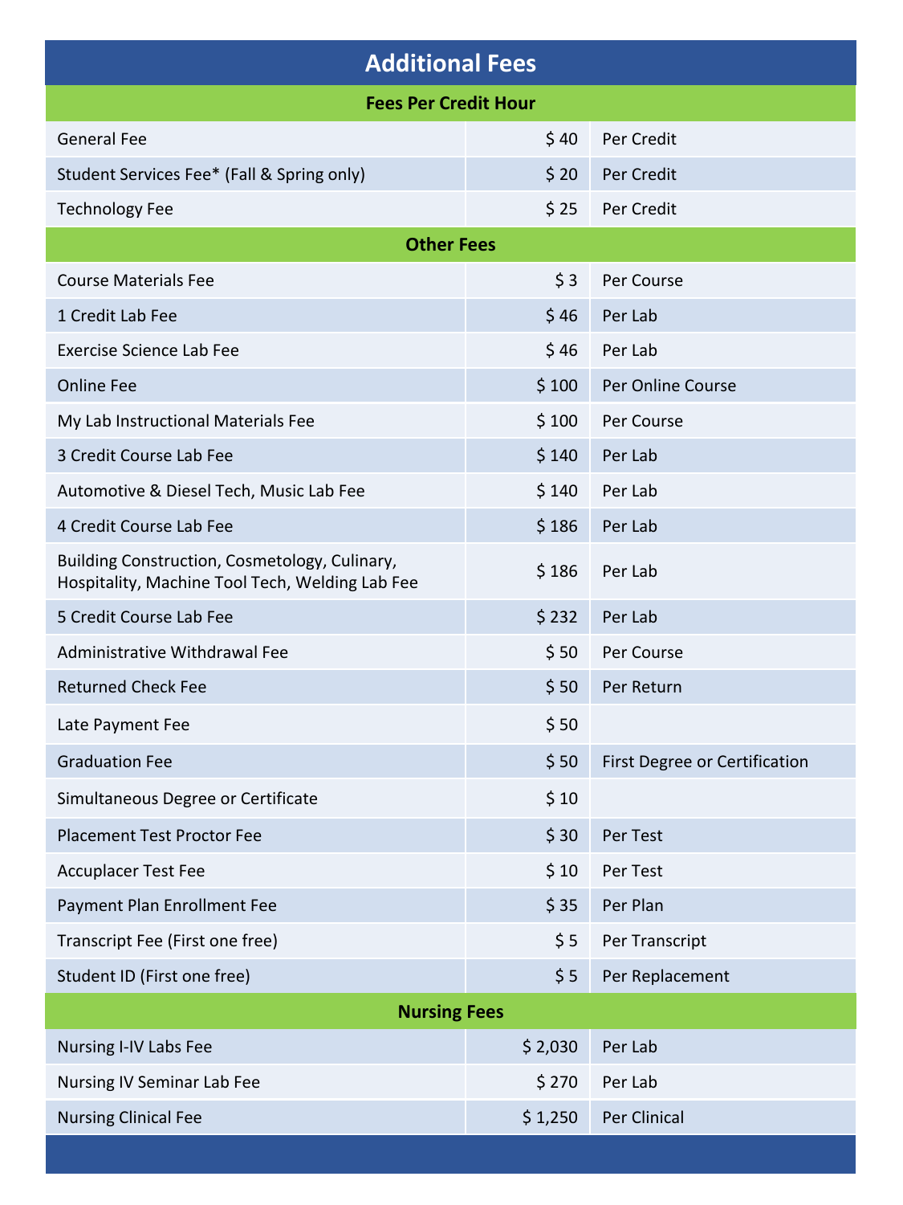# Additional Fees

| | | |
|---|---|---|
| **Fees Per Credit Hour** | | |
| General Fee | $ 40 | Per Credit |
| Student Services Fee* (Fall & Spring only) | $ 20 | Per Credit |
| Technology Fee | $ 25 | Per Credit |
| **Other Fees** | | |
| Course Materials Fee | $ 3 | Per Course |
| 1 Credit Lab Fee | $ 46 | Per Lab |
| Exercise Science Lab Fee | $ 46 | Per Lab |
| Online Fee | $ 100 | Per Online Course |
| My Lab Instructional Materials Fee | $ 100 | Per Course |
| 3 Credit Course Lab Fee | $ 140 | Per Lab |
| Automotive & Diesel Tech, Music Lab Fee | $ 140 | Per Lab |
| 4 Credit Course Lab Fee | $ 186 | Per Lab |
| Building Construction, Cosmetology, Culinary, Hospitality, Machine Tool Tech, Welding Lab Fee | $ 186 | Per Lab |
| 5 Credit Course Lab Fee | $ 232 | Per Lab |
| Administrative Withdrawal Fee | $ 50 | Per Course |
| Returned Check Fee | $ 50 | Per Return |
| Late Payment Fee | $ 50 | |
| Graduation Fee | $ 50 | First Degree or Certification |
| Simultaneous Degree or Certificate | $ 10 | |
| Placement Test Proctor Fee | $ 30 | Per Test |
| Accuplacer Test Fee | $ 10 | Per Test |
| Payment Plan Enrollment Fee | $ 35 | Per Plan |
| Transcript Fee (First one free) | $ 5 | Per Transcript |
| Student ID (First one free) | $ 5 | Per Replacement |
| **Nursing Fees** | | |
| Nursing I-IV Labs Fee | $ 2,030 | Per Lab |
| Nursing IV Seminar Lab Fee | $ 270 | Per Lab |
| Nursing Clinical Fee | $ 1,250 | Per Clinical |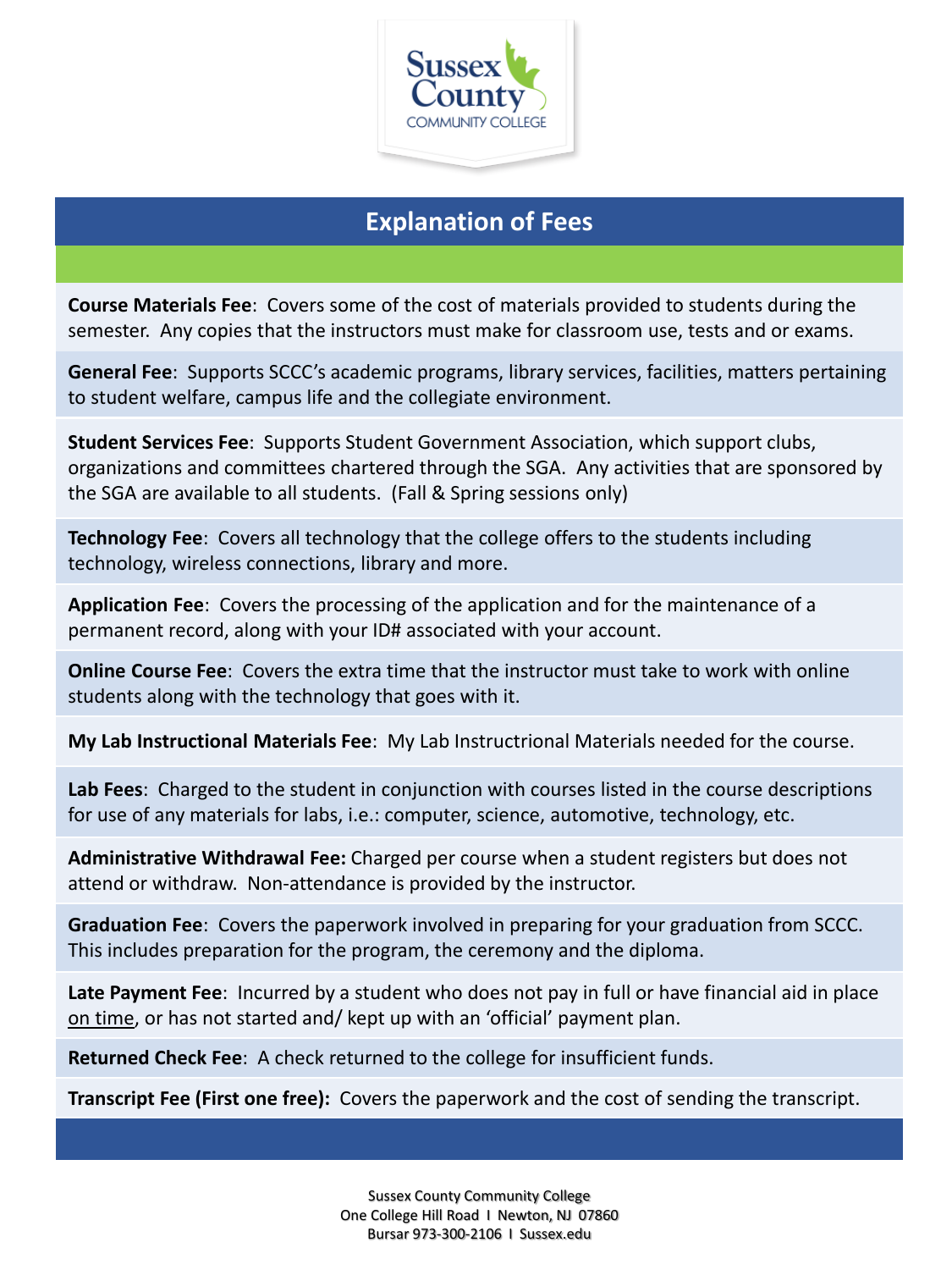Sussex County Community College

# Explanation of Fees

**Course Materials Fee**: Covers some of the cost of materials provided to students during the semester. Any copies that the instructors must make for classroom use, tests and or exams.

**General Fee**: Supports SCCC's academic programs, library services, facilities, matters pertaining to student welfare, campus life and the collegiate environment.

**Student Services Fee**: Supports Student Government Association, which support clubs, organizations and committees chartered through the SGA. Any activities that are sponsored by the SGA are available to all students. (Fall & Spring sessions only)

**Technology Fee**: Covers all technology that the college offers to the students including technology, wireless connections, library and more.

**Application Fee**: Covers the processing of the application and for the maintenance of a permanent record, along with your ID# associated with your account.

**Online Course Fee**: Covers the extra time that the instructor must take to work with online students along with the technology that goes with it.

**My Lab Instructional Materials Fee**: My Lab Instructrional Materials needed for the course.

**Lab Fees**: Charged to the student in conjunction with courses listed in the course descriptions for use of any materials for labs, i.e.: computer, science, automotive, technology, etc.

**Administrative Withdrawal Fee:** Charged per course when a student registers but does not attend or withdraw. Non-attendance is provided by the instructor.

**Graduation Fee**: Covers the paperwork involved in preparing for your graduation from SCCC. This includes preparation for the program, the ceremony and the diploma.

**Late Payment Fee**: Incurred by a student who does not pay in full or have financial aid in place on time, or has not started and/ kept up with an 'official' payment plan.

**Returned Check Fee**: A check returned to the college for insufficient funds.

**Transcript Fee (First one free):** Covers the paperwork and the cost of sending the transcript.

Sussex County Community College
One College Hill Road I Newton, NJ 07860
Bursar 973-300-2106 I Sussex.edu